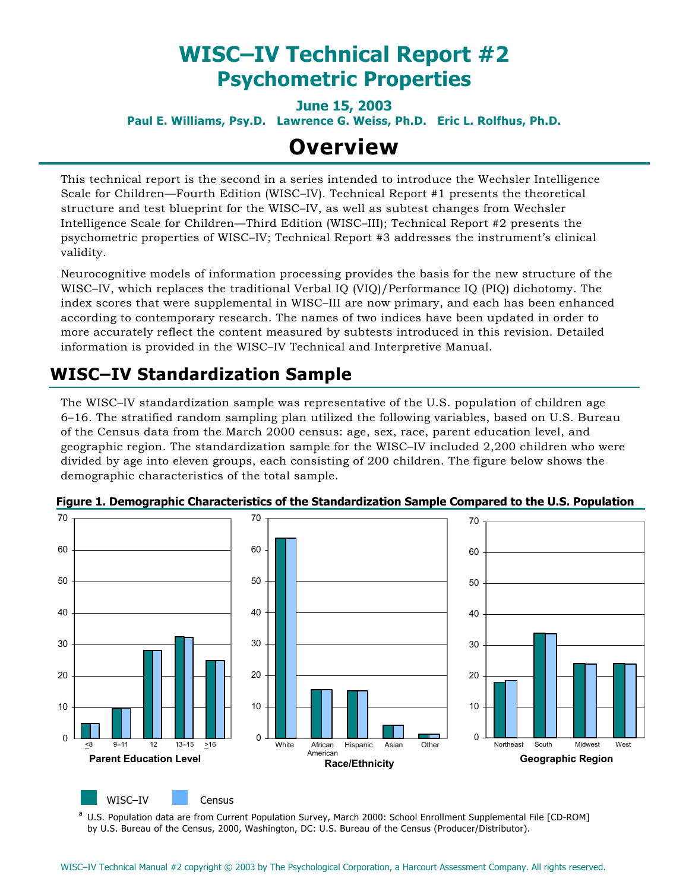# WISC–IV Technical Report #2
# Psychometric Properties

**June 15, 2003**

**Paul E. Williams, Psy.D. Lawrence G. Weiss, Ph.D. Eric L. Rolfhus, Ph.D.**

# Overview

This technical report is the second in a series intended to introduce the Wechsler Intelligence Scale for Children—Fourth Edition (WISC–IV). Technical Report #1 presents the theoretical structure and test blueprint for the WISC–IV, as well as subtest changes from Wechsler Intelligence Scale for Children—Third Edition (WISC–III); Technical Report #2 presents the psychometric properties of WISC–IV; Technical Report #3 addresses the instrument's clinical validity.

Neurocognitive models of information processing provides the basis for the new structure of the WISC–IV, which replaces the traditional Verbal IQ (VIQ)/Performance IQ (PIQ) dichotomy. The index scores that were supplemental in WISC–III are now primary, and each has been enhanced according to contemporary research. The names of two indices have been updated in order to more accurately reflect the content measured by subtests introduced in this revision. Detailed information is provided in the WISC–IV Technical and Interpretive Manual.

## WISC–IV Standardization Sample

The WISC–IV standardization sample was representative of the U.S. population of children age 6–16. The stratified random sampling plan utilized the following variables, based on U.S. Bureau of the Census data from the March 2000 census: age, sex, race, parent education level, and geographic region. The standardization sample for the WISC–IV included 2,200 children who were divided by age into eleven groups, each consisting of 200 children. The figure below shows the demographic characteristics of the total sample.

**Figure 1. Demographic Characteristics of the Standardization Sample Compared to the U.S. Population**

[a] U.S. Population data are from Current Population Survey, March 2000: School Enrollment Supplemental File [CD-ROM] by U.S. Bureau of the Census, 2000, Washington, DC: U.S. Bureau of the Census (Producer/Distributor).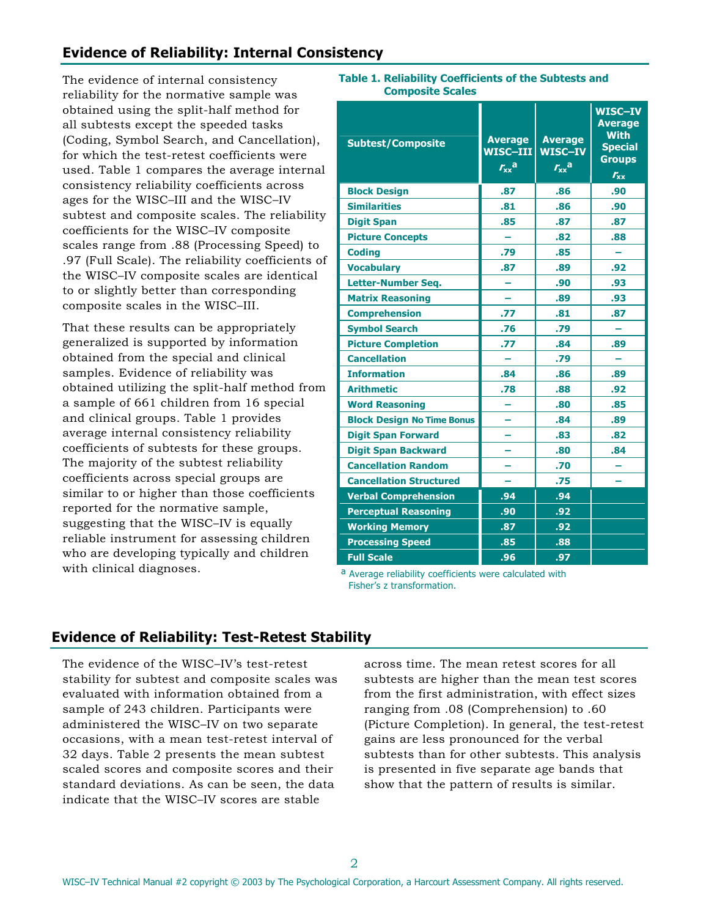## Evidence of Reliability: Internal Consistency

The evidence of internal consistency reliability for the normative sample was obtained using the split-half method for all subtests except the speeded tasks (Coding, Symbol Search, and Cancellation), for which the test-retest coefficients were used. Table 1 compares the average internal consistency reliability coefficients across ages for the WISC–III and the WISC–IV subtest and composite scales. The reliability coefficients for the WISC–IV composite scales range from .88 (Processing Speed) to .97 (Full Scale). The reliability coefficients of the WISC–IV composite scales are identical to or slightly better than corresponding composite scales in the WISC–III.

That these results can be appropriately generalized is supported by information obtained from the special and clinical samples. Evidence of reliability was obtained utilizing the split-half method from a sample of 661 children from 16 special and clinical groups. Table 1 provides average internal consistency reliability coefficients of subtests for these groups. The majority of the subtest reliability coefficients across special groups are similar to or higher than those coefficients reported for the normative sample, suggesting that the WISC–IV is equally reliable instrument for assessing children who are developing typically and children with clinical diagnoses.

**Table 1. Reliability Coefficients of the Subtests and Composite Scales**

| Subtest/Composite | Average WISC–III $r_{xx}$[a] | Average WISC–IV $r_{xx}$[a] | WISC–IV Average With Special Groups $r_{xx}$ |
|---|---|---|---|
| Block Design | .87 | .86 | .90 |
| Similarities | .81 | .86 | .90 |
| Digit Span | .85 | .87 | .87 |
| Picture Concepts | – | .82 | .88 |
| Coding | .79 | .85 | – |
| Vocabulary | .87 | .89 | .92 |
| Letter-Number Seq. | – | .90 | .93 |
| Matrix Reasoning | – | .89 | .93 |
| Comprehension | .77 | .81 | .87 |
| Symbol Search | .76 | .79 | – |
| Picture Completion | .77 | .84 | .89 |
| Cancellation | – | .79 | – |
| Information | .84 | .86 | .89 |
| Arithmetic | .78 | .88 | .92 |
| Word Reasoning | – | .80 | .85 |
| Block Design No Time Bonus | – | .84 | .89 |
| Digit Span Forward | – | .83 | .82 |
| Digit Span Backward | – | .80 | .84 |
| Cancellation Random | – | .70 | – |
| Cancellation Structured | – | .75 | – |
| Verbal Comprehension | .94 | .94 | |
| Perceptual Reasoning | .90 | .92 | |
| Working Memory | .87 | .92 | |
| Processing Speed | .85 | .88 | |
| Full Scale | .96 | .97 | |

[a] Average reliability coefficients were calculated with Fisher's z transformation.

## Evidence of Reliability: Test-Retest Stability

The evidence of the WISC–IV's test-retest stability for subtest and composite scales was evaluated with information obtained from a sample of 243 children. Participants were administered the WISC–IV on two separate occasions, with a mean test-retest interval of 32 days. Table 2 presents the mean subtest scaled scores and composite scores and their standard deviations. As can be seen, the data indicate that the WISC–IV scores are stable across time. The mean retest scores for all subtests are higher than the mean test scores from the first administration, with effect sizes ranging from .08 (Comprehension) to .60 (Picture Completion). In general, the test-retest gains are less pronounced for the verbal subtests than for other subtests. This analysis is presented in five separate age bands that show that the pattern of results is similar.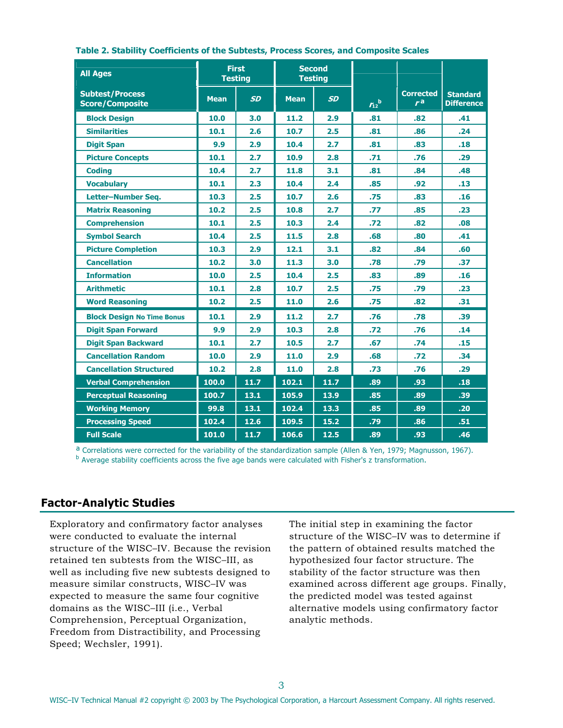**Table 2. Stability Coefficients of the Subtests, Process Scores, and Composite Scales**

| All Ages | First Testing | | Second Testing | | | | |
|---|---|---|---|---|---|---|---|
| Subtest/Process Score/Composite | Mean | *SD* | Mean | *SD* | $r_{12}$[b] | Corrected $r$[a] | Standard Difference |
| Block Design | 10.0 | 3.0 | 11.2 | 2.9 | .81 | .82 | .41 |
| Similarities | 10.1 | 2.6 | 10.7 | 2.5 | .81 | .86 | .24 |
| Digit Span | 9.9 | 2.9 | 10.4 | 2.7 | .81 | .83 | .18 |
| Picture Concepts | 10.1 | 2.7 | 10.9 | 2.8 | .71 | .76 | .29 |
| Coding | 10.4 | 2.7 | 11.8 | 3.1 | .81 | .84 | .48 |
| Vocabulary | 10.1 | 2.3 | 10.4 | 2.4 | .85 | .92 | .13 |
| Letter–Number Seq. | 10.3 | 2.5 | 10.7 | 2.6 | .75 | .83 | .16 |
| Matrix Reasoning | 10.2 | 2.5 | 10.8 | 2.7 | .77 | .85 | .23 |
| Comprehension | 10.1 | 2.5 | 10.3 | 2.4 | .72 | .82 | .08 |
| Symbol Search | 10.4 | 2.5 | 11.5 | 2.8 | .68 | .80 | .41 |
| Picture Completion | 10.3 | 2.9 | 12.1 | 3.1 | .82 | .84 | .60 |
| Cancellation | 10.2 | 3.0 | 11.3 | 3.0 | .78 | .79 | .37 |
| Information | 10.0 | 2.5 | 10.4 | 2.5 | .83 | .89 | .16 |
| Arithmetic | 10.1 | 2.8 | 10.7 | 2.5 | .75 | .79 | .23 |
| Word Reasoning | 10.2 | 2.5 | 11.0 | 2.6 | .75 | .82 | .31 |
| Block Design No Time Bonus | 10.1 | 2.9 | 11.2 | 2.7 | .76 | .78 | .39 |
| Digit Span Forward | 9.9 | 2.9 | 10.3 | 2.8 | .72 | .76 | .14 |
| Digit Span Backward | 10.1 | 2.7 | 10.5 | 2.7 | .67 | .74 | .15 |
| Cancellation Random | 10.0 | 2.9 | 11.0 | 2.9 | .68 | .72 | .34 |
| Cancellation Structured | 10.2 | 2.8 | 11.0 | 2.8 | .73 | .76 | .29 |
| Verbal Comprehension | 100.0 | 11.7 | 102.1 | 11.7 | .89 | .93 | .18 |
| Perceptual Reasoning | 100.7 | 13.1 | 105.9 | 13.9 | .85 | .89 | .39 |
| Working Memory | 99.8 | 13.1 | 102.4 | 13.3 | .85 | .89 | .20 |
| Processing Speed | 102.4 | 12.6 | 109.5 | 15.2 | .79 | .86 | .51 |
| Full Scale | 101.0 | 11.7 | 106.6 | 12.5 | .89 | .93 | .46 |

[a] Correlations were corrected for the variability of the standardization sample (Allen & Yen, 1979; Magnusson, 1967).
[b] Average stability coefficients across the five age bands were calculated with Fisher's z transformation.

## Factor-Analytic Studies

Exploratory and confirmatory factor analyses were conducted to evaluate the internal structure of the WISC–IV. Because the revision retained ten subtests from the WISC–III, as well as including five new subtests designed to measure similar constructs, WISC–IV was expected to measure the same four cognitive domains as the WISC–III (i.e., Verbal Comprehension, Perceptual Organization, Freedom from Distractibility, and Processing Speed; Wechsler, 1991).

The initial step in examining the factor structure of the WISC–IV was to determine if the pattern of obtained results matched the hypothesized four factor structure. The stability of the factor structure was then examined across different age groups. Finally, the predicted model was tested against alternative models using confirmatory factor analytic methods.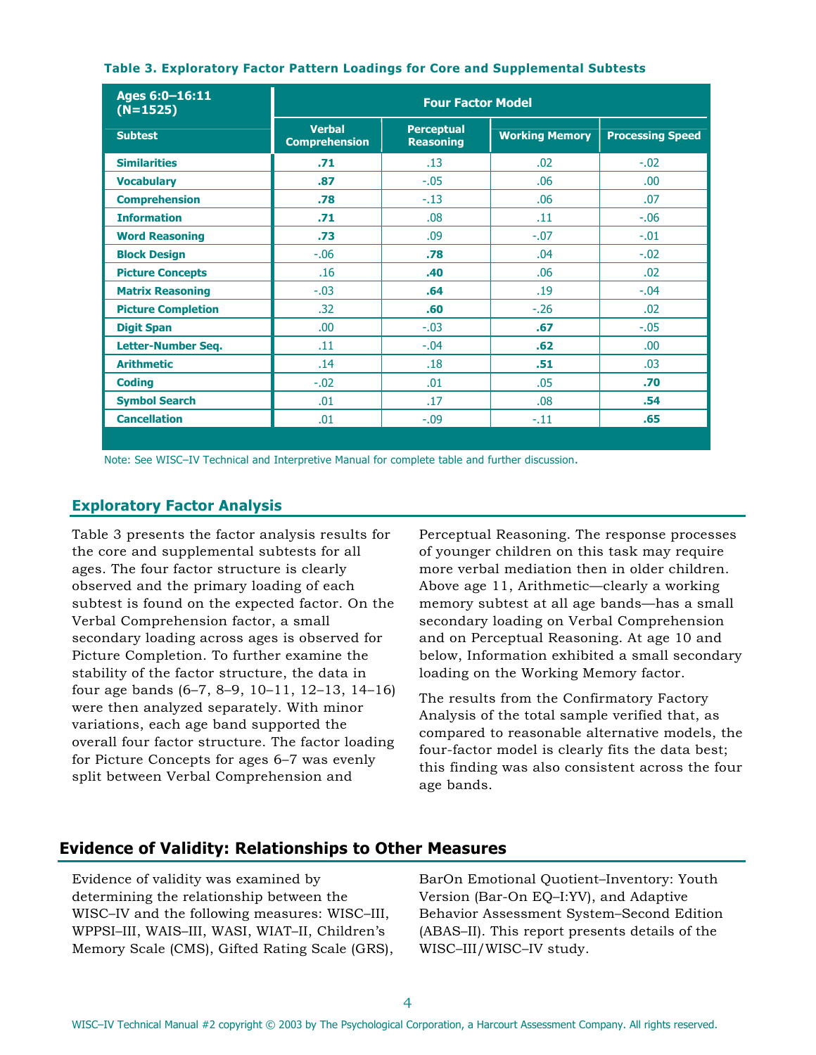**Table 3. Exploratory Factor Pattern Loadings for Core and Supplemental Subtests**

| Ages 6:0–16:11 (N=1525) | Four Factor Model | | | |
|---|---|---|---|---|
| **Subtest** | **Verbal Comprehension** | **Perceptual Reasoning** | **Working Memory** | **Processing Speed** |
| Similarities | **.71** | .13 | .02 | -.02 |
| Vocabulary | **.87** | -.05 | .06 | .00 |
| Comprehension | **.78** | -.13 | .06 | .07 |
| Information | **.71** | .08 | .11 | -.06 |
| Word Reasoning | **.73** | .09 | -.07 | -.01 |
| Block Design | -.06 | **.78** | .04 | -.02 |
| Picture Concepts | .16 | **.40** | .06 | .02 |
| Matrix Reasoning | -.03 | **.64** | .19 | -.04 |
| Picture Completion | .32 | **.60** | -.26 | .02 |
| Digit Span | .00 | -.03 | **.67** | -.05 |
| Letter-Number Seq. | .11 | -.04 | **.62** | .00 |
| Arithmetic | .14 | .18 | **.51** | .03 |
| Coding | -.02 | .01 | .05 | **.70** |
| Symbol Search | .01 | .17 | .08 | **.54** |
| Cancellation | .01 | -.09 | -.11 | **.65** |

Note: See WISC–IV Technical and Interpretive Manual for complete table and further discussion.

## Exploratory Factor Analysis

Table 3 presents the factor analysis results for the core and supplemental subtests for all ages. The four factor structure is clearly observed and the primary loading of each subtest is found on the expected factor. On the Verbal Comprehension factor, a small secondary loading across ages is observed for Picture Completion. To further examine the stability of the factor structure, the data in four age bands (6–7, 8–9, 10–11, 12–13, 14–16) were then analyzed separately. With minor variations, each age band supported the overall four factor structure. The factor loading for Picture Concepts for ages 6–7 was evenly split between Verbal Comprehension and Perceptual Reasoning. The response processes of younger children on this task may require more verbal mediation then in older children. Above age 11, Arithmetic—clearly a working memory subtest at all age bands—has a small secondary loading on Verbal Comprehension and on Perceptual Reasoning. At age 10 and below, Information exhibited a small secondary loading on the Working Memory factor.

The results from the Confirmatory Factory Analysis of the total sample verified that, as compared to reasonable alternative models, the four-factor model is clearly fits the data best; this finding was also consistent across the four age bands.

## Evidence of Validity: Relationships to Other Measures

Evidence of validity was examined by determining the relationship between the WISC–IV and the following measures: WISC–III, WPPSI–III, WAIS–III, WASI, WIAT–II, Children's Memory Scale (CMS), Gifted Rating Scale (GRS), BarOn Emotional Quotient–Inventory: Youth Version (Bar-On EQ–I:YV), and Adaptive Behavior Assessment System–Second Edition (ABAS–II). This report presents details of the WISC–III/WISC–IV study.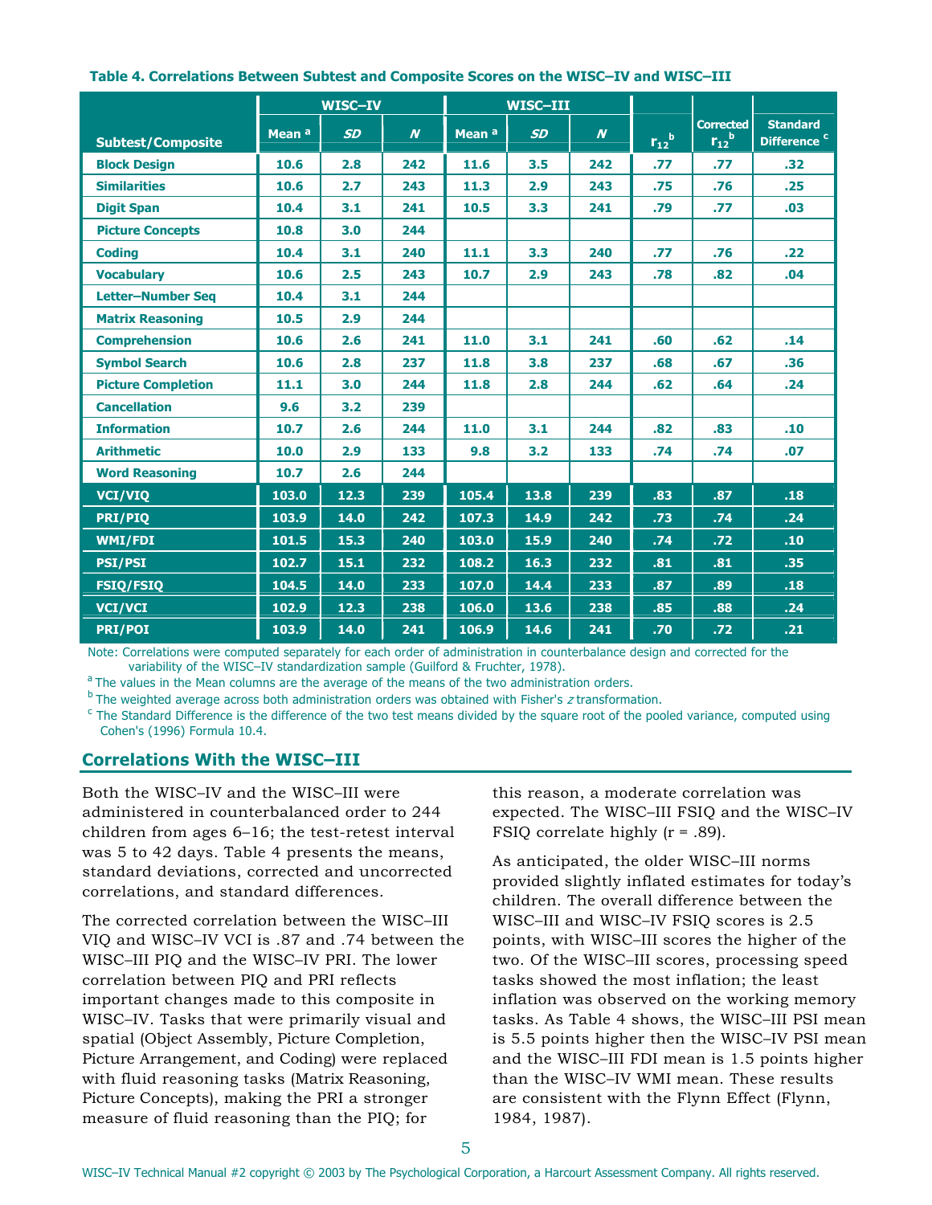**Table 4. Correlations Between Subtest and Composite Scores on the WISC–IV and WISC–III**

| | WISC–IV | | | WISC–III | | | | | |
|---|---|---|---|---|---|---|---|---|---|
| Subtest/Composite | Mean [a] | *SD* | *N* | Mean [a] | *SD* | *N* | $r_{12}$ [b] | Corrected $r_{12}$ [b] | Standard Difference [c] |
| Block Design | 10.6 | 2.8 | 242 | 11.6 | 3.5 | 242 | .77 | .77 | .32 |
| Similarities | 10.6 | 2.7 | 243 | 11.3 | 2.9 | 243 | .75 | .76 | .25 |
| Digit Span | 10.4 | 3.1 | 241 | 10.5 | 3.3 | 241 | .79 | .77 | .03 |
| Picture Concepts | 10.8 | 3.0 | 244 | | | | | | |
| Coding | 10.4 | 3.1 | 240 | 11.1 | 3.3 | 240 | .77 | .76 | .22 |
| Vocabulary | 10.6 | 2.5 | 243 | 10.7 | 2.9 | 243 | .78 | .82 | .04 |
| Letter–Number Seq | 10.4 | 3.1 | 244 | | | | | | |
| Matrix Reasoning | 10.5 | 2.9 | 244 | | | | | | |
| Comprehension | 10.6 | 2.6 | 241 | 11.0 | 3.1 | 241 | .60 | .62 | .14 |
| Symbol Search | 10.6 | 2.8 | 237 | 11.8 | 3.8 | 237 | .68 | .67 | .36 |
| Picture Completion | 11.1 | 3.0 | 244 | 11.8 | 2.8 | 244 | .62 | .64 | .24 |
| Cancellation | 9.6 | 3.2 | 239 | | | | | | |
| Information | 10.7 | 2.6 | 244 | 11.0 | 3.1 | 244 | .82 | .83 | .10 |
| Arithmetic | 10.0 | 2.9 | 133 | 9.8 | 3.2 | 133 | .74 | .74 | .07 |
| Word Reasoning | 10.7 | 2.6 | 244 | | | | | | |
| VCI/VIQ | 103.0 | 12.3 | 239 | 105.4 | 13.8 | 239 | .83 | .87 | .18 |
| PRI/PIQ | 103.9 | 14.0 | 242 | 107.3 | 14.9 | 242 | .73 | .74 | .24 |
| WMI/FDI | 101.5 | 15.3 | 240 | 103.0 | 15.9 | 240 | .74 | .72 | .10 |
| PSI/PSI | 102.7 | 15.1 | 232 | 108.2 | 16.3 | 232 | .81 | .81 | .35 |
| FSIQ/FSIQ | 104.5 | 14.0 | 233 | 107.0 | 14.4 | 233 | .87 | .89 | .18 |
| VCI/VCI | 102.9 | 12.3 | 238 | 106.0 | 13.6 | 238 | .85 | .88 | .24 |
| PRI/POI | 103.9 | 14.0 | 241 | 106.9 | 14.6 | 241 | .70 | .72 | .21 |

Note: Correlations were computed separately for each order of administration in counterbalance design and corrected for the variability of the WISC–IV standardization sample (Guilford & Fruchter, 1978).

[a] The values in the Mean columns are the average of the means of the two administration orders.

[b] The weighted average across both administration orders was obtained with Fisher's *z* transformation.

[c] The Standard Difference is the difference of the two test means divided by the square root of the pooled variance, computed using Cohen's (1996) Formula 10.4.

## Correlations With the WISC–III

Both the WISC–IV and the WISC–III were administered in counterbalanced order to 244 children from ages 6–16; the test-retest interval was 5 to 42 days. Table 4 presents the means, standard deviations, corrected and uncorrected correlations, and standard differences.

The corrected correlation between the WISC–III VIQ and WISC–IV VCI is .87 and .74 between the WISC–III PIQ and the WISC–IV PRI. The lower correlation between PIQ and PRI reflects important changes made to this composite in WISC–IV. Tasks that were primarily visual and spatial (Object Assembly, Picture Completion, Picture Arrangement, and Coding) were replaced with fluid reasoning tasks (Matrix Reasoning, Picture Concepts), making the PRI a stronger measure of fluid reasoning than the PIQ; for this reason, a moderate correlation was expected. The WISC–III FSIQ and the WISC–IV FSIQ correlate highly (r = .89).

As anticipated, the older WISC–III norms provided slightly inflated estimates for today's children. The overall difference between the WISC–III and WISC–IV FSIQ scores is 2.5 points, with WISC–III scores the higher of the two. Of the WISC–III scores, processing speed tasks showed the most inflation; the least inflation was observed on the working memory tasks. As Table 4 shows, the WISC–III PSI mean is 5.5 points higher then the WISC–IV PSI mean and the WISC–III FDI mean is 1.5 points higher than the WISC–IV WMI mean. These results are consistent with the Flynn Effect (Flynn, 1984, 1987).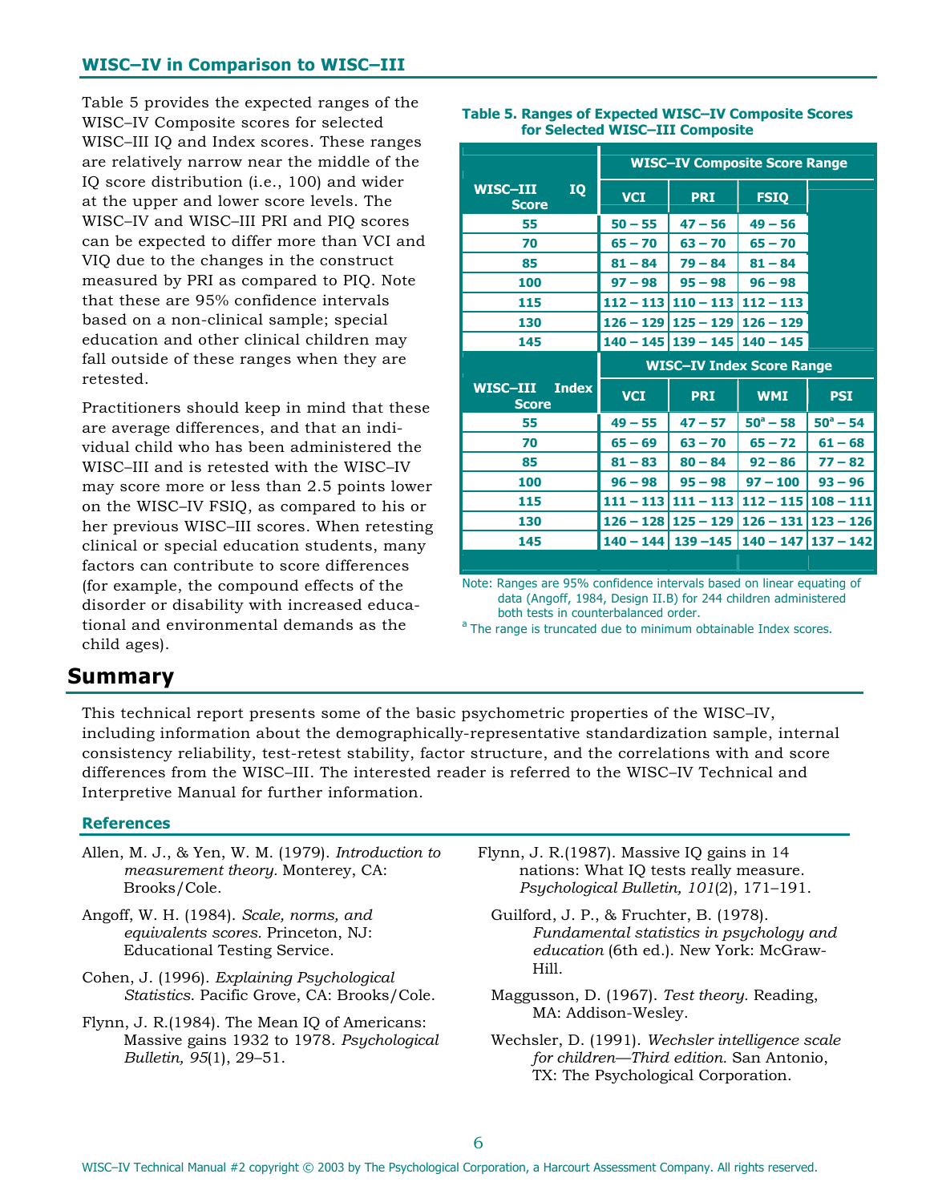## WISC–IV in Comparison to WISC–III

Table 5 provides the expected ranges of the WISC–IV Composite scores for selected WISC–III IQ and Index scores. These ranges are relatively narrow near the middle of the IQ score distribution (i.e., 100) and wider at the upper and lower score levels. The WISC–IV and WISC–III PRI and PIQ scores can be expected to differ more than VCI and VIQ due to the changes in the construct measured by PRI as compared to PIQ. Note that these are 95% confidence intervals based on a non-clinical sample; special education and other clinical children may fall outside of these ranges when they are retested.

Practitioners should keep in mind that these are average differences, and that an individual child who has been administered the WISC–III and is retested with the WISC–IV may score more or less than 2.5 points lower on the WISC–IV FSIQ, as compared to his or her previous WISC–III scores. When retesting clinical or special education students, many factors can contribute to score differences (for example, the compound effects of the disorder or disability with increased educational and environmental demands as the child ages).

**Table 5. Ranges of Expected WISC–IV Composite Scores for Selected WISC–III Composite**

| WISC–III IQ Score | WISC–IV Composite Score Range | | | |
|---|---|---|---|---|
| | **VCI** | **PRI** | **FSIQ** | |
| 55 | 50 – 55 | 47 – 56 | 49 – 56 | |
| 70 | 65 – 70 | 63 – 70 | 65 – 70 | |
| 85 | 81 – 84 | 79 – 84 | 81 – 84 | |
| 100 | 97 – 98 | 95 – 98 | 96 – 98 | |
| 115 | 112 – 113 | 110 – 113 | 112 – 113 | |
| 130 | 126 – 129 | 125 – 129 | 126 – 129 | |
| 145 | 140 – 145 | 139 – 145 | 140 – 145 | |
| **WISC–III Index Score** | **WISC–IV Index Score Range** | | | |
| | **VCI** | **PRI** | **WMI** | **PSI** |
| 55 | 49 – 55 | 47 – 57 | 50[a] – 58 | 50[a] – 54 |
| 70 | 65 – 69 | 63 – 70 | 65 – 72 | 61 – 68 |
| 85 | 81 – 83 | 80 – 84 | 92 – 86 | 77 – 82 |
| 100 | 96 – 98 | 95 – 98 | 97 – 100 | 93 – 96 |
| 115 | 111 – 113 | 111 – 113 | 112 – 115 | 108 – 111 |
| 130 | 126 – 128 | 125 – 129 | 126 – 131 | 123 – 126 |
| 145 | 140 – 144 | 139 –145 | 140 – 147 | 137 – 142 |

Note: Ranges are 95% confidence intervals based on linear equating of data (Angoff, 1984, Design II.B) for 244 children administered both tests in counterbalanced order.

[a] The range is truncated due to minimum obtainable Index scores.

# Summary

This technical report presents some of the basic psychometric properties of the WISC–IV, including information about the demographically-representative standardization sample, internal consistency reliability, test-retest stability, factor structure, and the correlations with and score differences from the WISC–III. The interested reader is referred to the WISC–IV Technical and Interpretive Manual for further information.

### References

Allen, M. J., & Yen, W. M. (1979). *Introduction to measurement theory.* Monterey, CA: Brooks/Cole.

Angoff, W. H. (1984). *Scale, norms, and equivalents scores.* Princeton, NJ: Educational Testing Service.

Cohen, J. (1996). *Explaining Psychological Statistics*. Pacific Grove, CA: Brooks/Cole.

Flynn, J. R.(1984). The Mean IQ of Americans: Massive gains 1932 to 1978. *Psychological Bulletin, 95*(1), 29–51.

Flynn, J. R.(1987). Massive IQ gains in 14 nations: What IQ tests really measure. *Psychological Bulletin, 101*(2), 171–191.

Guilford, J. P., & Fruchter, B. (1978). *Fundamental statistics in psychology and education* (6th ed.). New York: McGraw-Hill.

Maggusson, D. (1967). *Test theory.* Reading, MA: Addison-Wesley.

Wechsler, D. (1991). *Wechsler intelligence scale for children—Third edition.* San Antonio, TX: The Psychological Corporation.

WISC–IV Technical Manual #2 copyright © 2003 by The Psychological Corporation, a Harcourt Assessment Company. All rights reserved.